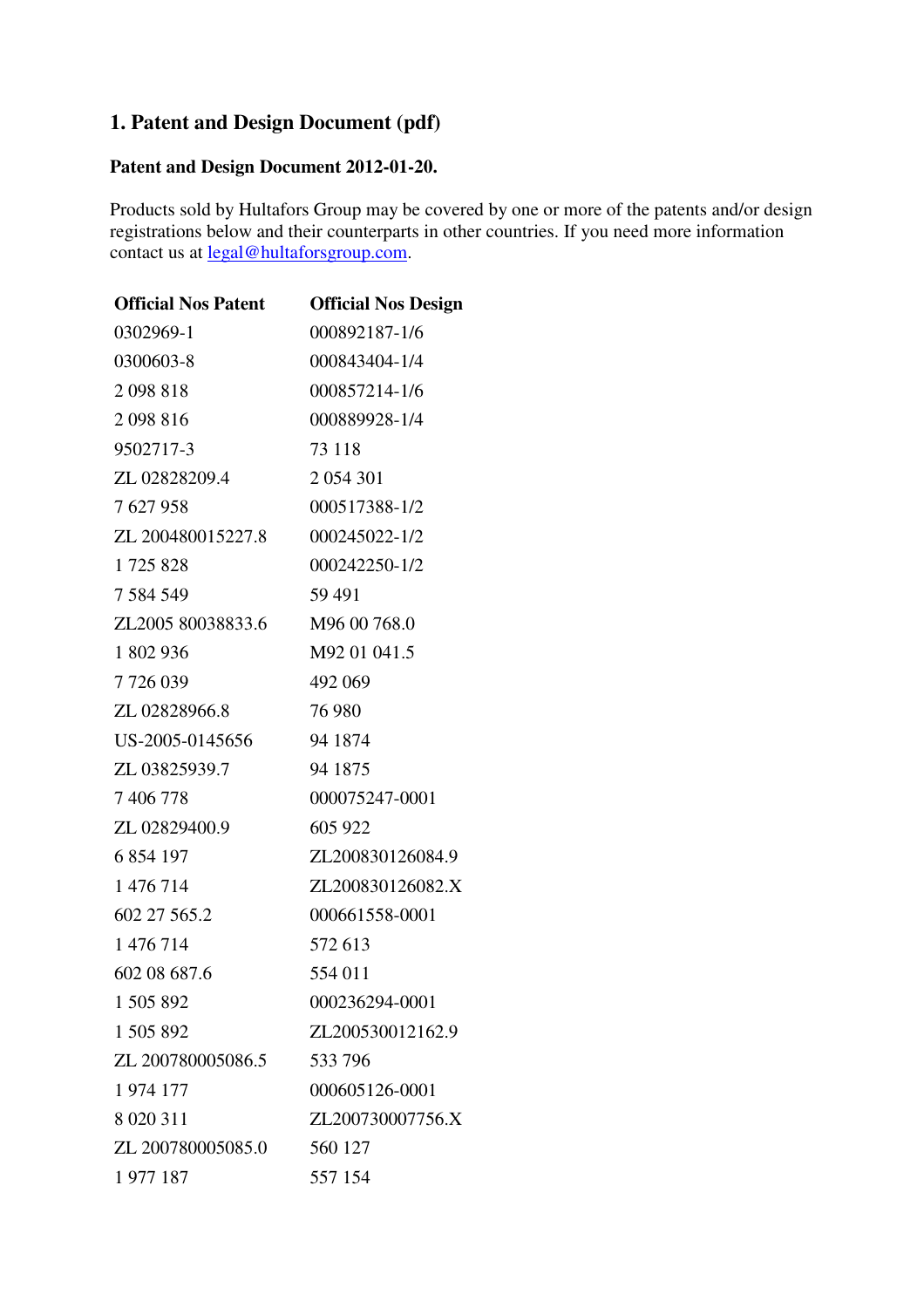# 1. Patent and Design Document (pdf)

**Patent and Design Document 2012-01-20.**

Products sold by Hultafors Group may be covered by one or more of the patents and/or design registrations below and their counterparts in other countries. If you need more information contact us at legal@hultaforsgroup.com.

| Official Nos Patent | Official Nos Design |
|---|---|
| 0302969-1 | 000892187-1/6 |
| 0300603-8 | 000843404-1/4 |
| 2 098 818 | 000857214-1/6 |
| 2 098 816 | 000889928-1/4 |
| 9502717-3 | 73 118 |
| ZL 02828209.4 | 2 054 301 |
| 7 627 958 | 000517388-1/2 |
| ZL 200480015227.8 | 000245022-1/2 |
| 1 725 828 | 000242250-1/2 |
| 7 584 549 | 59 491 |
| ZL2005 80038833.6 | M96 00 768.0 |
| 1 802 936 | M92 01 041.5 |
| 7 726 039 | 492 069 |
| ZL 02828966.8 | 76 980 |
| US-2005-0145656 | 94 1874 |
| ZL 03825939.7 | 94 1875 |
| 7 406 778 | 000075247-0001 |
| ZL 02829400.9 | 605 922 |
| 6 854 197 | ZL200830126084.9 |
| 1 476 714 | ZL200830126082.X |
| 602 27 565.2 | 000661558-0001 |
| 1 476 714 | 572 613 |
| 602 08 687.6 | 554 011 |
| 1 505 892 | 000236294-0001 |
| 1 505 892 | ZL200530012162.9 |
| ZL 200780005086.5 | 533 796 |
| 1 974 177 | 000605126-0001 |
| 8 020 311 | ZL200730007756.X |
| ZL 200780005085.0 | 560 127 |
| 1 977 187 | 557 154 |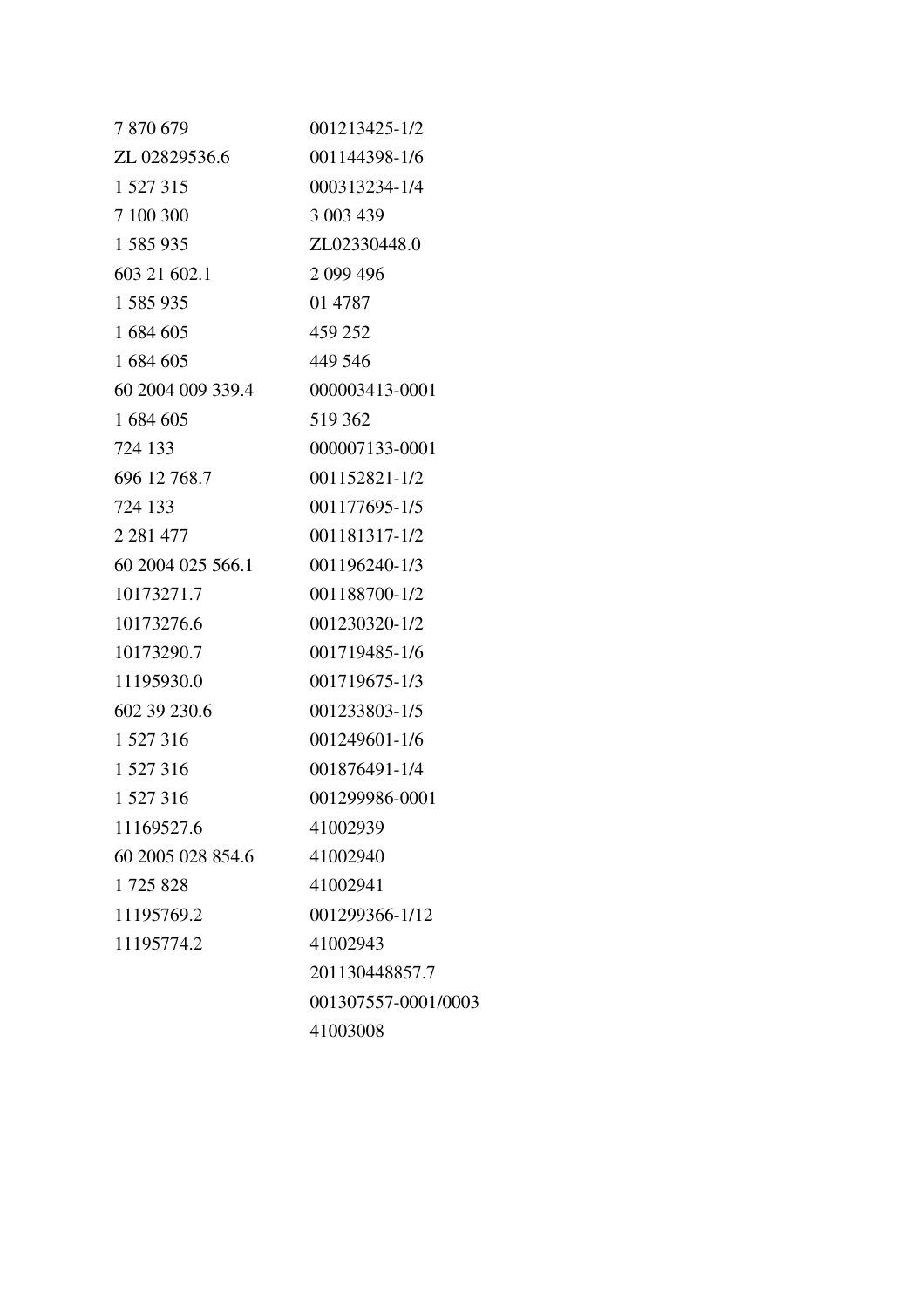| | |
|---|---|
| 7 870 679 | 001213425-1/2 |
| ZL 02829536.6 | 001144398-1/6 |
| 1 527 315 | 000313234-1/4 |
| 7 100 300 | 3 003 439 |
| 1 585 935 | ZL02330448.0 |
| 603 21 602.1 | 2 099 496 |
| 1 585 935 | 01 4787 |
| 1 684 605 | 459 252 |
| 1 684 605 | 449 546 |
| 60 2004 009 339.4 | 000003413-0001 |
| 1 684 605 | 519 362 |
| 724 133 | 000007133-0001 |
| 696 12 768.7 | 001152821-1/2 |
| 724 133 | 001177695-1/5 |
| 2 281 477 | 001181317-1/2 |
| 60 2004 025 566.1 | 001196240-1/3 |
| 10173271.7 | 001188700-1/2 |
| 10173276.6 | 001230320-1/2 |
| 10173290.7 | 001719485-1/6 |
| 11195930.0 | 001719675-1/3 |
| 602 39 230.6 | 001233803-1/5 |
| 1 527 316 | 001249601-1/6 |
| 1 527 316 | 001876491-1/4 |
| 1 527 316 | 001299986-0001 |
| 11169527.6 | 41002939 |
| 60 2005 028 854.6 | 41002940 |
| 1 725 828 | 41002941 |
| 11195769.2 | 001299366-1/12 |
| 11195774.2 | 41002943 |
| | 201130448857.7 |
| | 001307557-0001/0003 |
| | 41003008 |